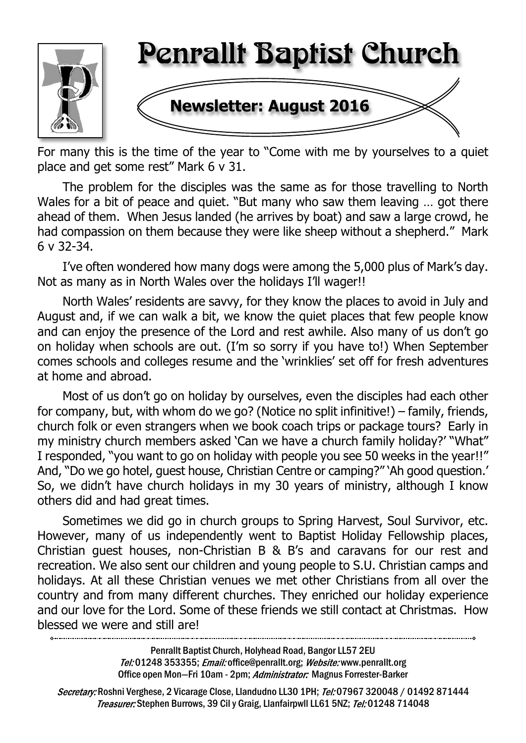# Penrallt Baptist Church

## Newsletter: August 2016

For many this is the time of the year to "Come with me by yourselves to a quiet place and get some rest" Mark 6 v 31.

The problem for the disciples was the same as for those travelling to North Wales for a bit of peace and quiet. "But many who saw them leaving … got there ahead of them. When Jesus landed (he arrives by boat) and saw a large crowd, he had compassion on them because they were like sheep without a shepherd." Mark 6 v 32-34.

I've often wondered how many dogs were among the 5,000 plus of Mark's day. Not as many as in North Wales over the holidays I'll wager!!

North Wales' residents are savvy, for they know the places to avoid in July and August and, if we can walk a bit, we know the quiet places that few people know and can enjoy the presence of the Lord and rest awhile. Also many of us don't go on holiday when schools are out. (I'm so sorry if you have to!) When September comes schools and colleges resume and the 'wrinklies' set off for fresh adventures at home and abroad.

Most of us don't go on holiday by ourselves, even the disciples had each other for company, but, with whom do we go? (Notice no split infinitive!) – family, friends, church folk or even strangers when we book coach trips or package tours? Early in my ministry church members asked 'Can we have a church family holiday?' "What" I responded, "you want to go on holiday with people you see 50 weeks in the year!!" And, "Do we go hotel, guest house, Christian Centre or camping?" 'Ah good question.' So, we didn't have church holidays in my 30 years of ministry, although I know others did and had great times.

Sometimes we did go in church groups to Spring Harvest, Soul Survivor, etc. However, many of us independently went to Baptist Holiday Fellowship places, Christian guest houses, non-Christian B & B's and caravans for our rest and recreation. We also sent our children and young people to S.U. Christian camps and holidays. At all these Christian venues we met other Christians from all over the country and from many different churches. They enriched our holiday experience and our love for the Lord. Some of these friends we still contact at Christmas. How blessed we were and still are!

---

Penrallt Baptist Church, Holyhead Road, Bangor LL57 2EU
*Tel:* 01248 353355; *Email:* office@penrallt.org; *Website:* www.penrallt.org
Office open Mon—Fri 10am - 2pm; *Administrator:* Magnus Forrester-Barker

*Secretary:* Roshni Verghese, 2 Vicarage Close, Llandudno LL30 1PH; *Tel:* 07967 320048 / 01492 871444
*Treasurer:* Stephen Burrows, 39 Cil y Graig, Llanfairpwll LL61 5NZ; *Tel:* 01248 714048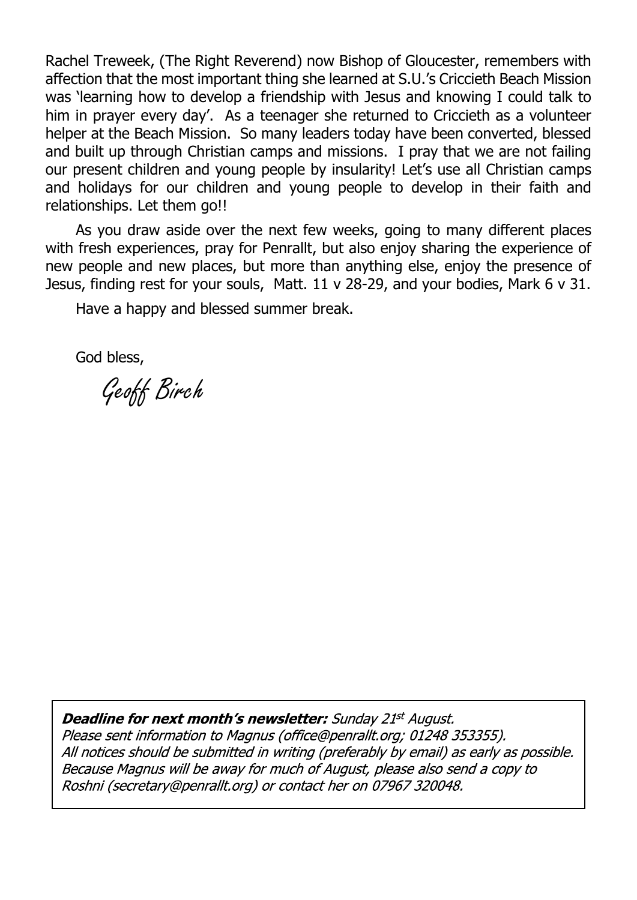Rachel Treweek, (The Right Reverend) now Bishop of Gloucester, remembers with affection that the most important thing she learned at S.U.'s Criccieth Beach Mission was 'learning how to develop a friendship with Jesus and knowing I could talk to him in prayer every day'. As a teenager she returned to Criccieth as a volunteer helper at the Beach Mission. So many leaders today have been converted, blessed and built up through Christian camps and missions. I pray that we are not failing our present children and young people by insularity! Let's use all Christian camps and holidays for our children and young people to develop in their faith and relationships. Let them go!!

As you draw aside over the next few weeks, going to many different places with fresh experiences, pray for Penrallt, but also enjoy sharing the experience of new people and new places, but more than anything else, enjoy the presence of Jesus, finding rest for your souls, Matt. 11 v 28-29, and your bodies, Mark 6 v 31.

Have a happy and blessed summer break.

God bless,

*Geoff Birch*

***Deadline for next month's newsletter:*** *Sunday 21st August.*
*Please sent information to Magnus (office@penrallt.org; 01248 353355).*
*All notices should be submitted in writing (preferably by email) as early as possible.*
*Because Magnus will be away for much of August, please also send a copy to Roshni (secretary@penrallt.org) or contact her on 07967 320048.*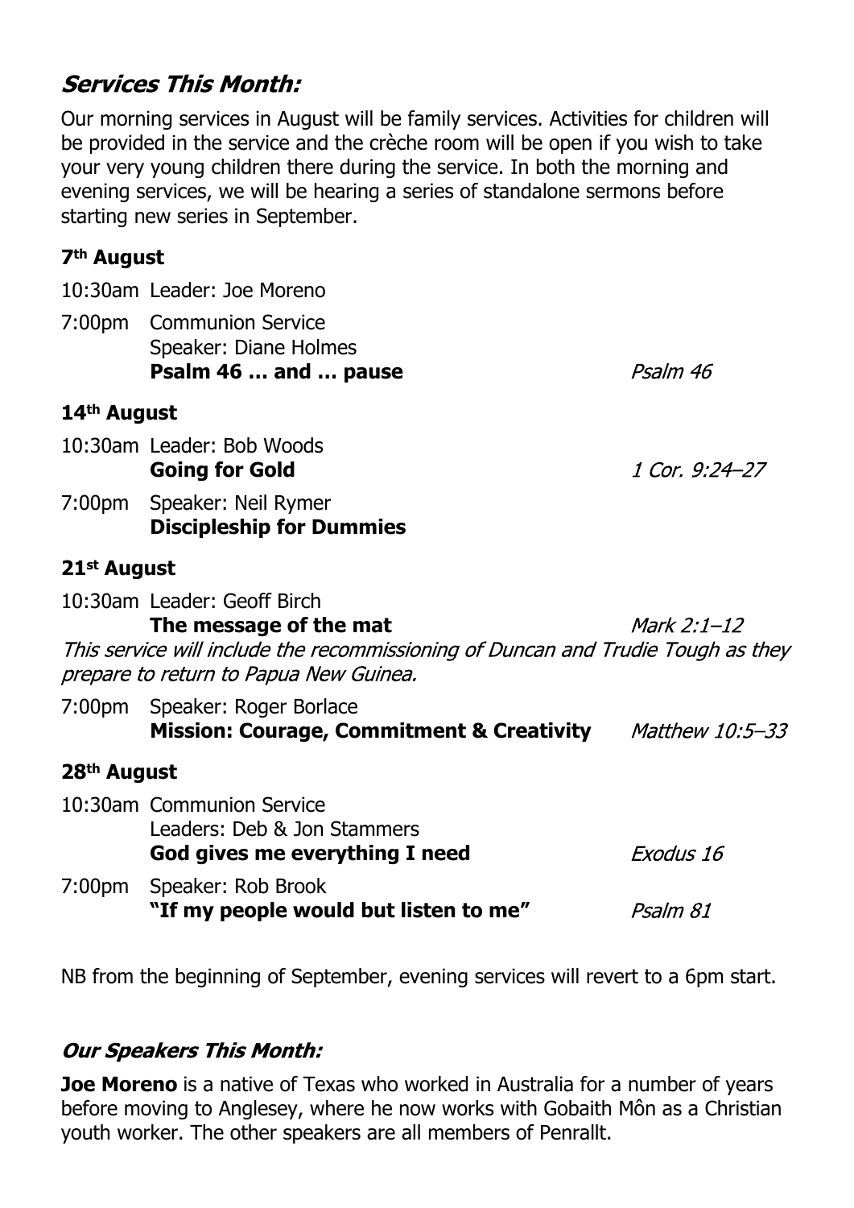## *Services This Month:*

Our morning services in August will be family services. Activities for children will be provided in the service and the crèche room will be open if you wish to take your very young children there during the service. In both the morning and evening services, we will be hearing a series of standalone sermons before starting new series in September.

### 7th August

10:30am Leader: Joe Moreno

7:00pm Communion Service
Speaker: Diane Holmes
**Psalm 46 … and … pause** *Psalm 46*

### 14th August

10:30am Leader: Bob Woods
**Going for Gold** *1 Cor. 9:24–27*

7:00pm Speaker: Neil Rymer
**Discipleship for Dummies**

### 21st August

10:30am Leader: Geoff Birch
**The message of the mat** *Mark 2:1–12*

*This service will include the recommissioning of Duncan and Trudie Tough as they prepare to return to Papua New Guinea.*

7:00pm Speaker: Roger Borlace
**Mission: Courage, Commitment & Creativity** *Matthew 10:5–33*

### 28th August

10:30am Communion Service
Leaders: Deb & Jon Stammers
**God gives me everything I need** *Exodus 16*

7:00pm Speaker: Rob Brook
**"If my people would but listen to me"** *Psalm 81*

NB from the beginning of September, evening services will revert to a 6pm start.

## *Our Speakers This Month:*

**Joe Moreno** is a native of Texas who worked in Australia for a number of years before moving to Anglesey, where he now works with Gobaith Môn as a Christian youth worker. The other speakers are all members of Penrallt.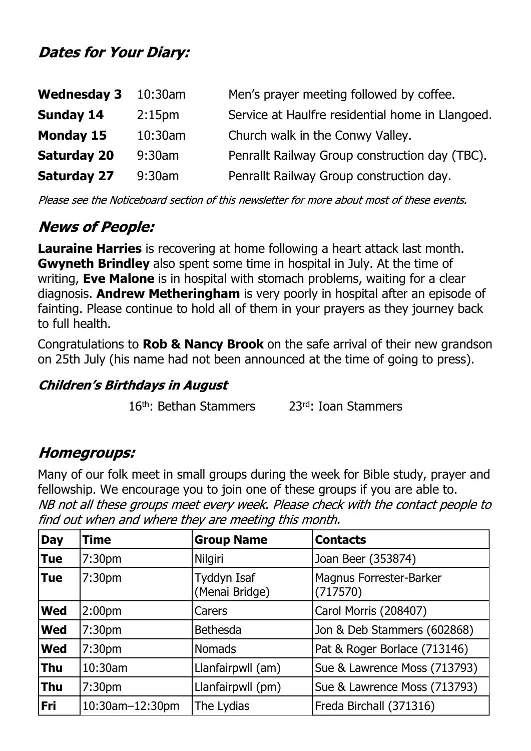## *Dates for Your Diary:*

| | | |
|---|---|---|
| **Wednesday 3** | 10:30am | Men's prayer meeting followed by coffee. |
| **Sunday 14** | 2:15pm | Service at Haulfre residential home in Llangoed. |
| **Monday 15** | 10:30am | Church walk in the Conwy Valley. |
| **Saturday 20** | 9:30am | Penrallt Railway Group construction day (TBC). |
| **Saturday 27** | 9:30am | Penrallt Railway Group construction day. |

*Please see the Noticeboard section of this newsletter for more about most of these events.*

## *News of People:*

**Lauraine Harries** is recovering at home following a heart attack last month. **Gwyneth Brindley** also spent some time in hospital in July. At the time of writing, **Eve Malone** is in hospital with stomach problems, waiting for a clear diagnosis. **Andrew Metheringham** is very poorly in hospital after an episode of fainting. Please continue to hold all of them in your prayers as they journey back to full health.

Congratulations to **Rob & Nancy Brook** on the safe arrival of their new grandson on 25th July (his name had not been announced at the time of going to press).

### *Children's Birthdays in August*

16th: Bethan Stammers 23rd: Ioan Stammers

## *Homegroups:*

Many of our folk meet in small groups during the week for Bible study, prayer and fellowship. We encourage you to join one of these groups if you are able to.
*NB not all these groups meet every week. Please check with the contact people to find out when and where they are meeting this month.*

| Day | Time | Group Name | Contacts |
|---|---|---|---|
| **Tue** | 7:30pm | Nilgiri | Joan Beer (353874) |
| **Tue** | 7:30pm | Tyddyn Isaf (Menai Bridge) | Magnus Forrester-Barker (717570) |
| **Wed** | 2:00pm | Carers | Carol Morris (208407) |
| **Wed** | 7:30pm | Bethesda | Jon & Deb Stammers (602868) |
| **Wed** | 7:30pm | Nomads | Pat & Roger Borlace (713146) |
| **Thu** | 10:30am | Llanfairpwll (am) | Sue & Lawrence Moss (713793) |
| **Thu** | 7:30pm | Llanfairpwll (pm) | Sue & Lawrence Moss (713793) |
| **Fri** | 10:30am–12:30pm | The Lydias | Freda Birchall (371316) |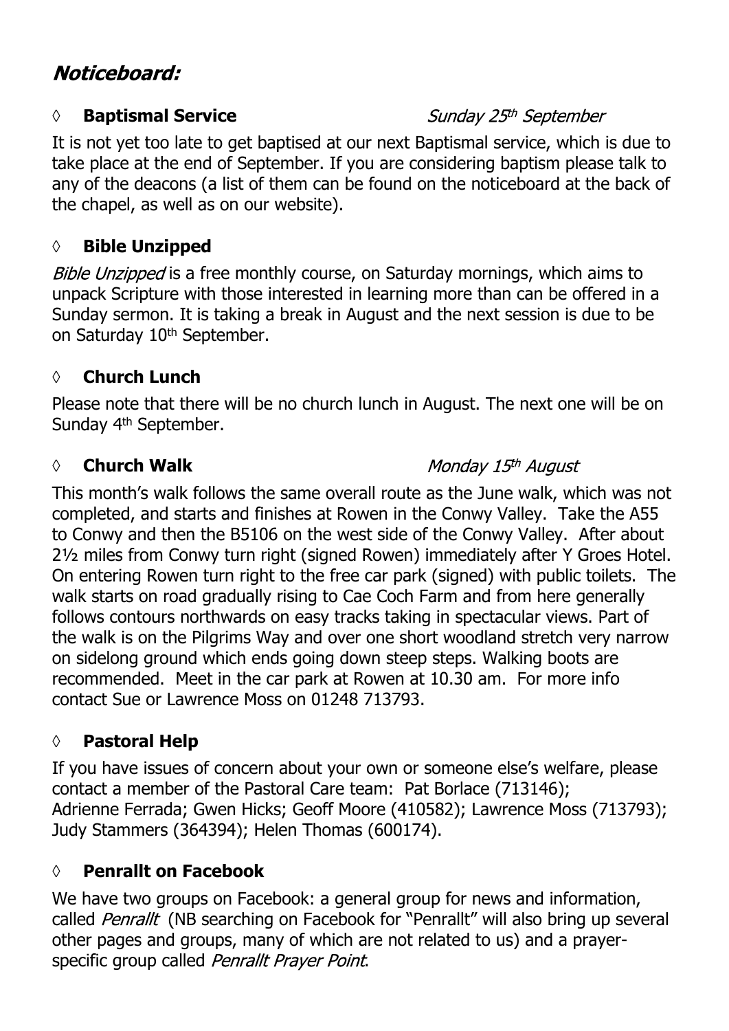# *Noticeboard:*

## ◊ **Baptismal Service** *Sunday 25th September*

It is not yet too late to get baptised at our next Baptismal service, which is due to take place at the end of September. If you are considering baptism please talk to any of the deacons (a list of them can be found on the noticeboard at the back of the chapel, as well as on our website).

## ◊ **Bible Unzipped**

*Bible Unzipped* is a free monthly course, on Saturday mornings, which aims to unpack Scripture with those interested in learning more than can be offered in a Sunday sermon. It is taking a break in August and the next session is due to be on Saturday 10th September.

## ◊ **Church Lunch**

Please note that there will be no church lunch in August. The next one will be on Sunday 4th September.

## ◊ **Church Walk** *Monday 15th August*

This month's walk follows the same overall route as the June walk, which was not completed, and starts and finishes at Rowen in the Conwy Valley. Take the A55 to Conwy and then the B5106 on the west side of the Conwy Valley. After about 2½ miles from Conwy turn right (signed Rowen) immediately after Y Groes Hotel. On entering Rowen turn right to the free car park (signed) with public toilets. The walk starts on road gradually rising to Cae Coch Farm and from here generally follows contours northwards on easy tracks taking in spectacular views. Part of the walk is on the Pilgrims Way and over one short woodland stretch very narrow on sidelong ground which ends going down steep steps. Walking boots are recommended. Meet in the car park at Rowen at 10.30 am. For more info contact Sue or Lawrence Moss on 01248 713793.

## ◊ **Pastoral Help**

If you have issues of concern about your own or someone else's welfare, please contact a member of the Pastoral Care team: Pat Borlace (713146); Adrienne Ferrada; Gwen Hicks; Geoff Moore (410582); Lawrence Moss (713793); Judy Stammers (364394); Helen Thomas (600174).

## ◊ **Penrallt on Facebook**

We have two groups on Facebook: a general group for news and information, called *Penrallt* (NB searching on Facebook for "Penrallt" will also bring up several other pages and groups, many of which are not related to us) and a prayer-specific group called *Penrallt Prayer Point*.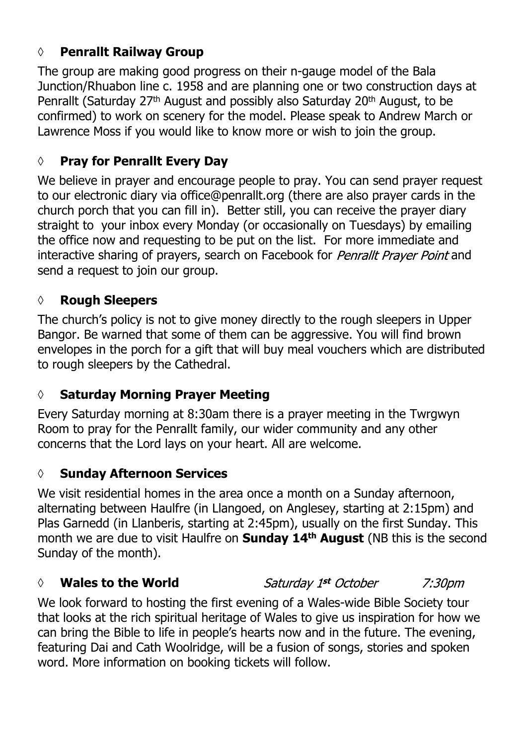## ◊ **Penrallt Railway Group**

The group are making good progress on their n-gauge model of the Bala Junction/Rhuabon line c. 1958 and are planning one or two construction days at Penrallt (Saturday 27th August and possibly also Saturday 20th August, to be confirmed) to work on scenery for the model. Please speak to Andrew March or Lawrence Moss if you would like to know more or wish to join the group.

## ◊ **Pray for Penrallt Every Day**

We believe in prayer and encourage people to pray. You can send prayer request to our electronic diary via office@penrallt.org (there are also prayer cards in the church porch that you can fill in). Better still, you can receive the prayer diary straight to your inbox every Monday (or occasionally on Tuesdays) by emailing the office now and requesting to be put on the list. For more immediate and interactive sharing of prayers, search on Facebook for *Penrallt Prayer Point* and send a request to join our group.

## ◊ **Rough Sleepers**

The church's policy is not to give money directly to the rough sleepers in Upper Bangor. Be warned that some of them can be aggressive. You will find brown envelopes in the porch for a gift that will buy meal vouchers which are distributed to rough sleepers by the Cathedral.

## ◊ **Saturday Morning Prayer Meeting**

Every Saturday morning at 8:30am there is a prayer meeting in the Twrgwyn Room to pray for the Penrallt family, our wider community and any other concerns that the Lord lays on your heart. All are welcome.

## ◊ **Sunday Afternoon Services**

We visit residential homes in the area once a month on a Sunday afternoon, alternating between Haulfre (in Llangoed, on Anglesey, starting at 2:15pm) and Plas Garnedd (in Llanberis, starting at 2:45pm), usually on the first Sunday. This month we are due to visit Haulfre on **Sunday 14th August** (NB this is the second Sunday of the month).

## ◊ **Wales to the World** *Saturday 1st October* *7:30pm*

We look forward to hosting the first evening of a Wales-wide Bible Society tour that looks at the rich spiritual heritage of Wales to give us inspiration for how we can bring the Bible to life in people's hearts now and in the future. The evening, featuring Dai and Cath Woolridge, will be a fusion of songs, stories and spoken word. More information on booking tickets will follow.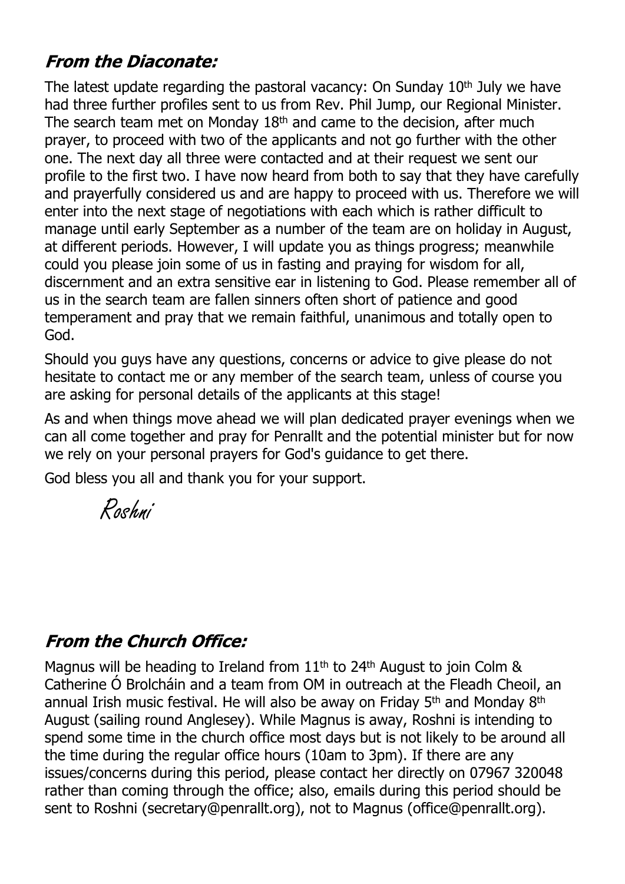## *From the Diaconate:*

The latest update regarding the pastoral vacancy: On Sunday 10th July we have had three further profiles sent to us from Rev. Phil Jump, our Regional Minister. The search team met on Monday 18th and came to the decision, after much prayer, to proceed with two of the applicants and not go further with the other one. The next day all three were contacted and at their request we sent our profile to the first two. I have now heard from both to say that they have carefully and prayerfully considered us and are happy to proceed with us. Therefore we will enter into the next stage of negotiations with each which is rather difficult to manage until early September as a number of the team are on holiday in August, at different periods. However, I will update you as things progress; meanwhile could you please join some of us in fasting and praying for wisdom for all, discernment and an extra sensitive ear in listening to God. Please remember all of us in the search team are fallen sinners often short of patience and good temperament and pray that we remain faithful, unanimous and totally open to God.

Should you guys have any questions, concerns or advice to give please do not hesitate to contact me or any member of the search team, unless of course you are asking for personal details of the applicants at this stage!

As and when things move ahead we will plan dedicated prayer evenings when we can all come together and pray for Penrallt and the potential minister but for now we rely on your personal prayers for God's guidance to get there.

God bless you all and thank you for your support.

*Roshni*

## *From the Church Office:*

Magnus will be heading to Ireland from 11th to 24th August to join Colm & Catherine Ó Brolcháin and a team from OM in outreach at the Fleadh Cheoil, an annual Irish music festival. He will also be away on Friday 5th and Monday 8th August (sailing round Anglesey). While Magnus is away, Roshni is intending to spend some time in the church office most days but is not likely to be around all the time during the regular office hours (10am to 3pm). If there are any issues/concerns during this period, please contact her directly on 07967 320048 rather than coming through the office; also, emails during this period should be sent to Roshni (secretary@penrallt.org), not to Magnus (office@penrallt.org).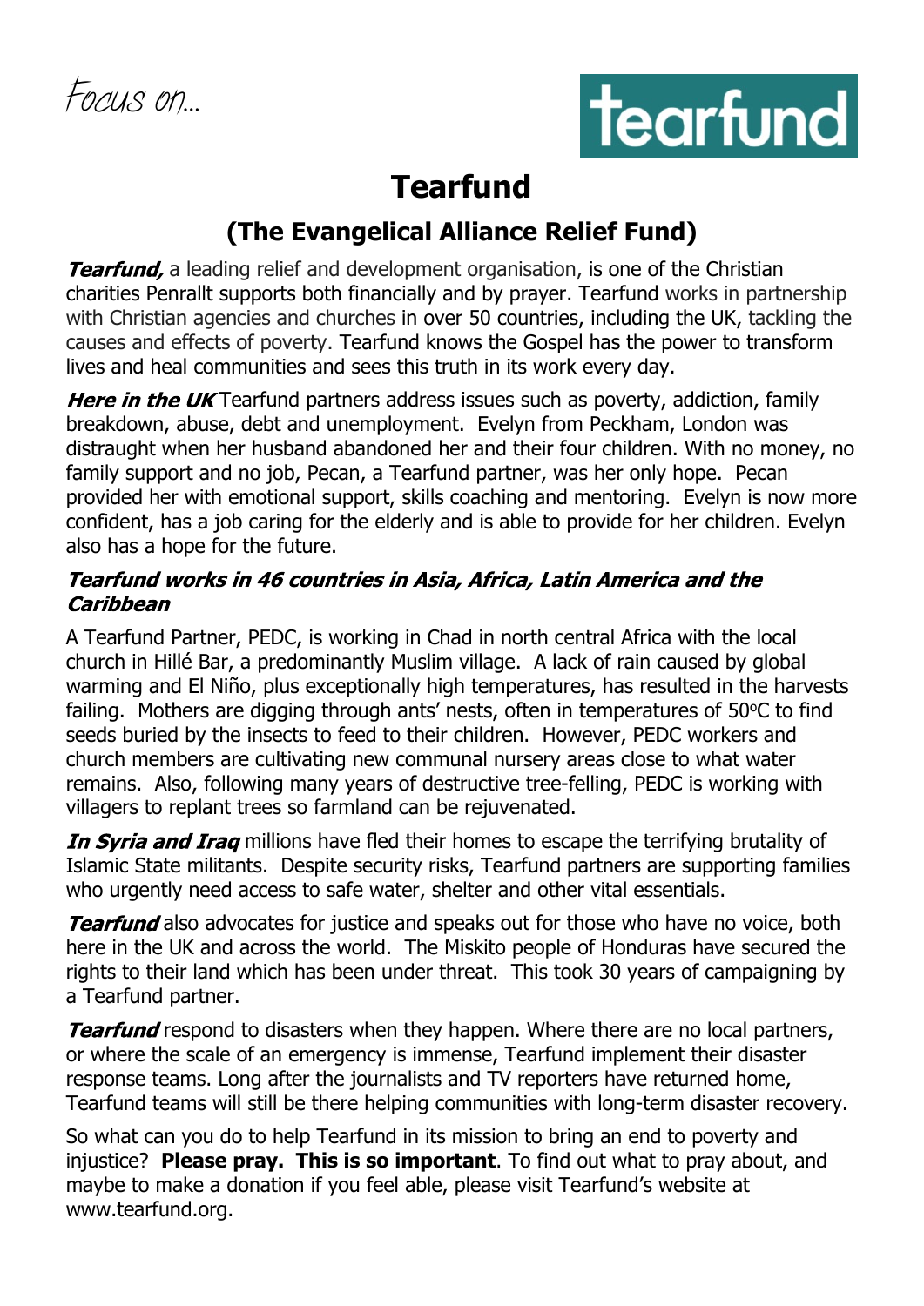*Focus on...*

tearfund

# Tearfund

## (The Evangelical Alliance Relief Fund)

***Tearfund,*** a leading relief and development organisation, is one of the Christian charities Penrallt supports both financially and by prayer. Tearfund works in partnership with Christian agencies and churches in over 50 countries, including the UK, tackling the causes and effects of poverty. Tearfund knows the Gospel has the power to transform lives and heal communities and sees this truth in its work every day.

***Here in the UK*** Tearfund partners address issues such as poverty, addiction, family breakdown, abuse, debt and unemployment. Evelyn from Peckham, London was distraught when her husband abandoned her and their four children. With no money, no family support and no job, Pecan, a Tearfund partner, was her only hope. Pecan provided her with emotional support, skills coaching and mentoring. Evelyn is now more confident, has a job caring for the elderly and is able to provide for her children. Evelyn also has a hope for the future.

***Tearfund works in 46 countries in Asia, Africa, Latin America and the Caribbean***

A Tearfund Partner, PEDC, is working in Chad in north central Africa with the local church in Hillé Bar, a predominantly Muslim village. A lack of rain caused by global warming and El Niño, plus exceptionally high temperatures, has resulted in the harvests failing. Mothers are digging through ants' nests, often in temperatures of 50°C to find seeds buried by the insects to feed to their children. However, PEDC workers and church members are cultivating new communal nursery areas close to what water remains. Also, following many years of destructive tree-felling, PEDC is working with villagers to replant trees so farmland can be rejuvenated.

***In Syria and Iraq*** millions have fled their homes to escape the terrifying brutality of Islamic State militants. Despite security risks, Tearfund partners are supporting families who urgently need access to safe water, shelter and other vital essentials.

***Tearfund*** also advocates for justice and speaks out for those who have no voice, both here in the UK and across the world. The Miskito people of Honduras have secured the rights to their land which has been under threat. This took 30 years of campaigning by a Tearfund partner.

***Tearfund*** respond to disasters when they happen. Where there are no local partners, or where the scale of an emergency is immense, Tearfund implement their disaster response teams. Long after the journalists and TV reporters have returned home, Tearfund teams will still be there helping communities with long-term disaster recovery.

So what can you do to help Tearfund in its mission to bring an end to poverty and injustice? **Please pray. This is so important**. To find out what to pray about, and maybe to make a donation if you feel able, please visit Tearfund's website at www.tearfund.org.